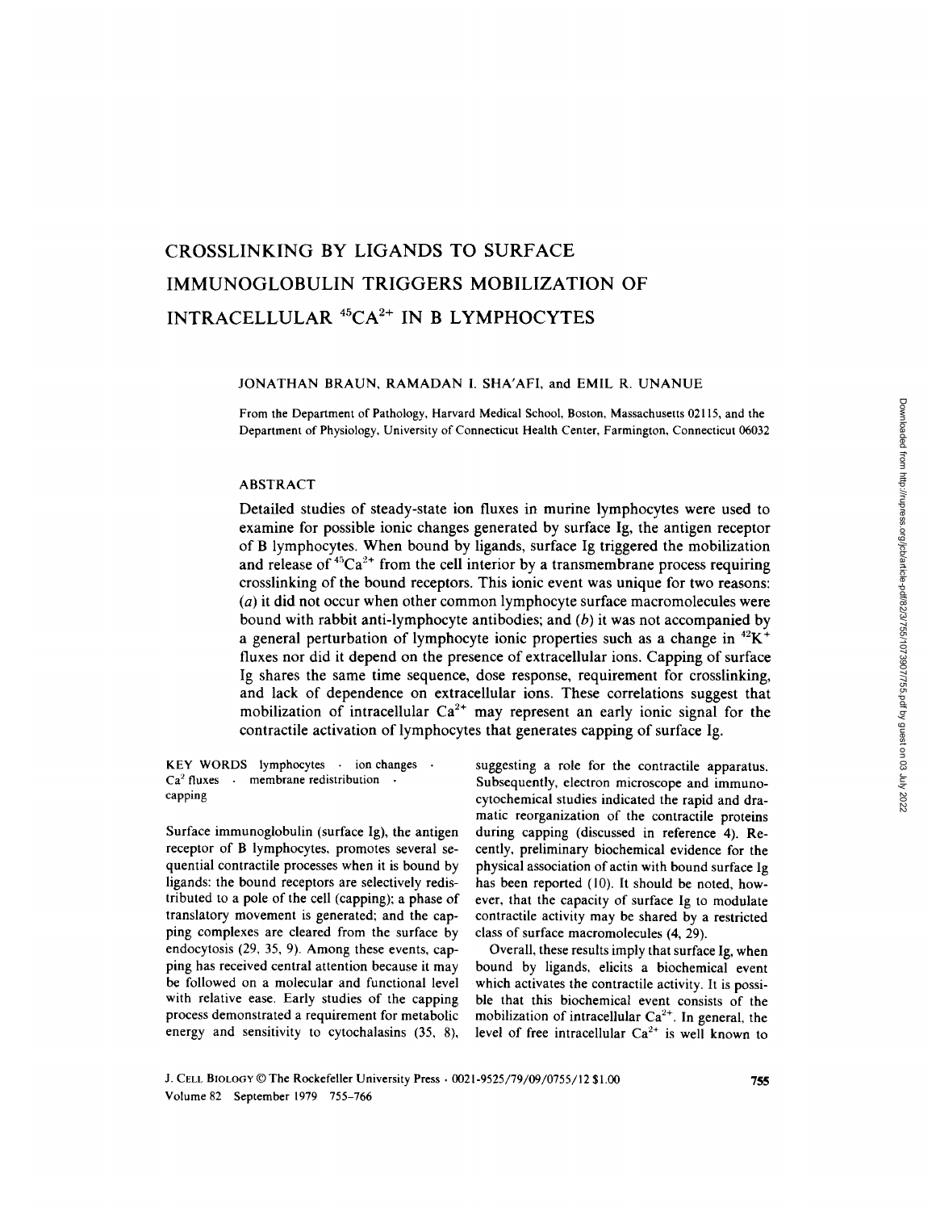# CROSSLINKING BY LIGANDS TO SURFACE IMMUNOGLOBULIN TRIGGERS MOBILIZATION OF INTRACELLULAR $^{45}Ca^{2+}$ IN B LYMPHOCYTES

JONATHAN BRAUN, RAMADAN I. SHA'AFI, and EMIL R. UNANUE

From the Department of Pathology, Harvard Medical School, Boston, Massachusetts 02115, and the Department of Physiology, University of Connecticut Health Center, Farmington, Connecticut 06032

## ABSTRACT

Detailed studies of steady-state ion fluxes in murine lymphocytes were used to examine for possible ionic changes generated by surface Ig, the antigen receptor of B lymphocytes. When bound by ligands, surface Ig triggered the mobilization and release of $^{45}Ca^{2+}$ from the cell interior by a transmembrane process requiring crosslinking of the bound receptors. This ionic event was unique for two reasons: (*a*) it did not occur when other common lymphocyte surface macromolecules were bound with rabbit anti-lymphocyte antibodies; and (*b*) it was not accompanied by a general perturbation of lymphocyte ionic properties such as a change in $^{42}K^{+}$ fluxes nor did it depend on the presence of extracellular ions. Capping of surface Ig shares the same time sequence, dose response, requirement for crosslinking, and lack of dependence on extracellular ions. These correlations suggest that mobilization of intracellular $Ca^{2+}$ may represent an early ionic signal for the contractile activation of lymphocytes that generates capping of surface Ig.

KEY WORDS lymphocytes · ion changes · $Ca^{2}$ fluxes · membrane redistribution · capping

Surface immunoglobulin (surface Ig), the antigen receptor of B lymphocytes, promotes several sequential contractile processes when it is bound by ligands: the bound receptors are selectively redistributed to a pole of the cell (capping); a phase of translatory movement is generated; and the capping complexes are cleared from the surface by endocytosis (29, 35, 9). Among these events, capping has received central attention because it may be followed on a molecular and functional level with relative ease. Early studies of the capping process demonstrated a requirement for metabolic energy and sensitivity to cytochalasins (35, 8), suggesting a role for the contractile apparatus. Subsequently, electron microscope and immunocytochemical studies indicated the rapid and dramatic reorganization of the contractile proteins during capping (discussed in reference 4). Recently, preliminary biochemical evidence for the physical association of actin with bound surface Ig has been reported (10). It should be noted, however, that the capacity of surface Ig to modulate contractile activity may be shared by a restricted class of surface macromolecules (4, 29).

Overall, these results imply that surface Ig, when bound by ligands, elicits a biochemical event which activates the contractile activity. It is possible that this biochemical event consists of the mobilization of intracellular $Ca^{2+}$. In general, the level of free intracellular $Ca^{2+}$ is well known to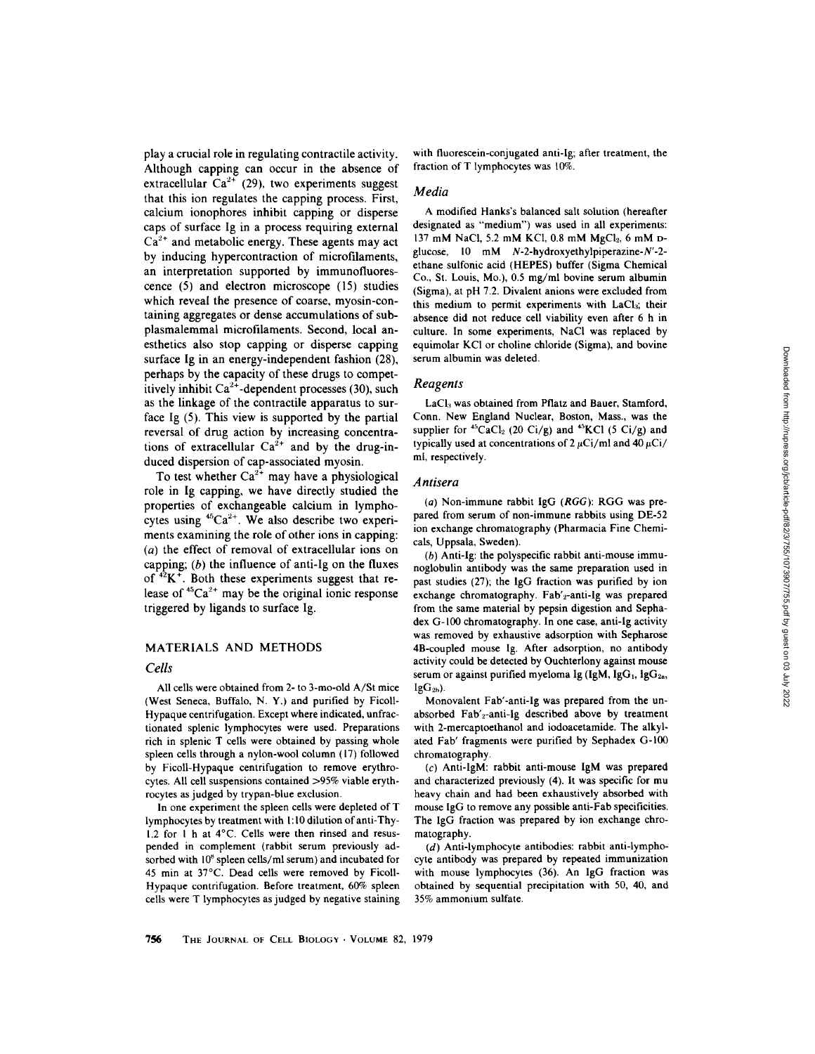play a crucial role in regulating contractile activity. Although capping can occur in the absence of extracellular $Ca^{2+}$ (29), two experiments suggest that this ion regulates the capping process. First, calcium ionophores inhibit capping or disperse caps of surface Ig in a process requiring external $Ca^{2+}$ and metabolic energy. These agents may act by inducing hypercontraction of microfilaments, an interpretation supported by immunofluorescence (5) and electron microscope (15) studies which reveal the presence of coarse, myosin-containing aggregates or dense accumulations of subplasmalemmal microfilaments. Second, local anesthetics also stop capping or disperse capping surface Ig in an energy-independent fashion (28), perhaps by the capacity of these drugs to competitively inhibit $Ca^{2+}$-dependent processes (30), such as the linkage of the contractile apparatus to surface Ig (5). This view is supported by the partial reversal of drug action by increasing concentrations of extracellular $Ca^{2+}$ and by the drug-induced dispersion of cap-associated myosin.

To test whether $Ca^{2+}$ may have a physiological role in Ig capping, we have directly studied the properties of exchangeable calcium in lymphocytes using $^{45}Ca^{2+}$. We also describe two experiments examining the role of other ions in capping: (*a*) the effect of removal of extracellular ions on capping; (*b*) the influence of anti-Ig on the fluxes of $^{42}K^{+}$. Both these experiments suggest that release of $^{45}Ca^{2+}$ may be the original ionic response triggered by ligands to surface Ig.

## MATERIALS AND METHODS

### *Cells*

All cells were obtained from 2- to 3-mo-old A/St mice (West Seneca, Buffalo, N. Y.) and purified by Ficoll-Hypaque centrifugation. Except where indicated, unfractionated splenic lymphocytes were used. Preparations rich in splenic T cells were obtained by passing whole spleen cells through a nylon-wool column (17) followed by Ficoll-Hypaque centrifugation to remove erythrocytes. All cell suspensions contained >95% viable erythrocytes as judged by trypan-blue exclusion.

In one experiment the spleen cells were depleted of T lymphocytes by treatment with 1:10 dilution of anti-Thy-1.2 for 1 h at 4°C. Cells were then rinsed and resuspended in complement (rabbit serum previously adsorbed with $10^8$ spleen cells/ml serum) and incubated for 45 min at 37°C. Dead cells were removed by Ficoll-Hypaque centrifugation. Before treatment, 60% spleen cells were T lymphocytes as judged by negative staining with fluorescein-conjugated anti-Ig; after treatment, the fraction of T lymphocytes was 10%.

### *Media*

A modified Hanks's balanced salt solution (hereafter designated as "medium") was used in all experiments: 137 mM NaCl, 5.2 mM KCl, 0.8 mM $MgCl_2$, 6 mM D-glucose, 10 mM *N*-2-hydroxyethylpiperazine-*N'*-2-ethane sulfonic acid (HEPES) buffer (Sigma Chemical Co., St. Louis, Mo.), 0.5 mg/ml bovine serum albumin (Sigma), at pH 7.2. Divalent anions were excluded from this medium to permit experiments with $LaCl_3$; their absence did not reduce cell viability even after 6 h in culture. In some experiments, NaCl was replaced by equimolar KCl or choline chloride (Sigma), and bovine serum albumin was deleted.

### *Reagents*

$LaCl_3$ was obtained from Pflatz and Bauer, Stamford, Conn. New England Nuclear, Boston, Mass., was the supplier for $^{45}CaCl_2$ (20 Ci/g) and $^{42}KCl$ (5 Ci/g) and typically used at concentrations of 2 $\mu$Ci/ml and 40 $\mu$Ci/ml, respectively.

### *Antisera*

(*a*) Non-immune rabbit IgG (*RGG*): RGG was prepared from serum of non-immune rabbits using DE-52 ion exchange chromatography (Pharmacia Fine Chemicals, Uppsala, Sweden).

(*b*) Anti-Ig: the polyspecific rabbit anti-mouse immunoglobulin antibody was the same preparation used in past studies (27); the IgG fraction was purified by ion exchange chromatography. Fab'$_2$-anti-Ig was prepared from the same material by pepsin digestion and Sephadex G-100 chromatography. In one case, anti-Ig activity was removed by exhaustive adsorption with Sepharose 4B-coupled mouse Ig. After adsorption, no antibody activity could be detected by Ouchterlony against mouse serum or against purified myeloma Ig (IgM, $IgG_1$, $IgG_{2a}$, $IgG_{2b}$).

Monovalent Fab'-anti-Ig was prepared from the unabsorbed Fab'$_2$-anti-Ig described above by treatment with 2-mercaptoethanol and iodoacetamide. The alkylated Fab' fragments were purified by Sephadex G-100 chromatography.

(*c*) Anti-IgM: rabbit anti-mouse IgM was prepared and characterized previously (4). It was specific for mu heavy chain and had been exhaustively absorbed with mouse IgG to remove any possible anti-Fab specificities. The IgG fraction was prepared by ion exchange chromatography.

(*d*) Anti-lymphocyte antibodies: rabbit anti-lymphocyte antibody was prepared by repeated immunization with mouse lymphocytes (36). An IgG fraction was obtained by sequential precipitation with 50, 40, and 35% ammonium sulfate.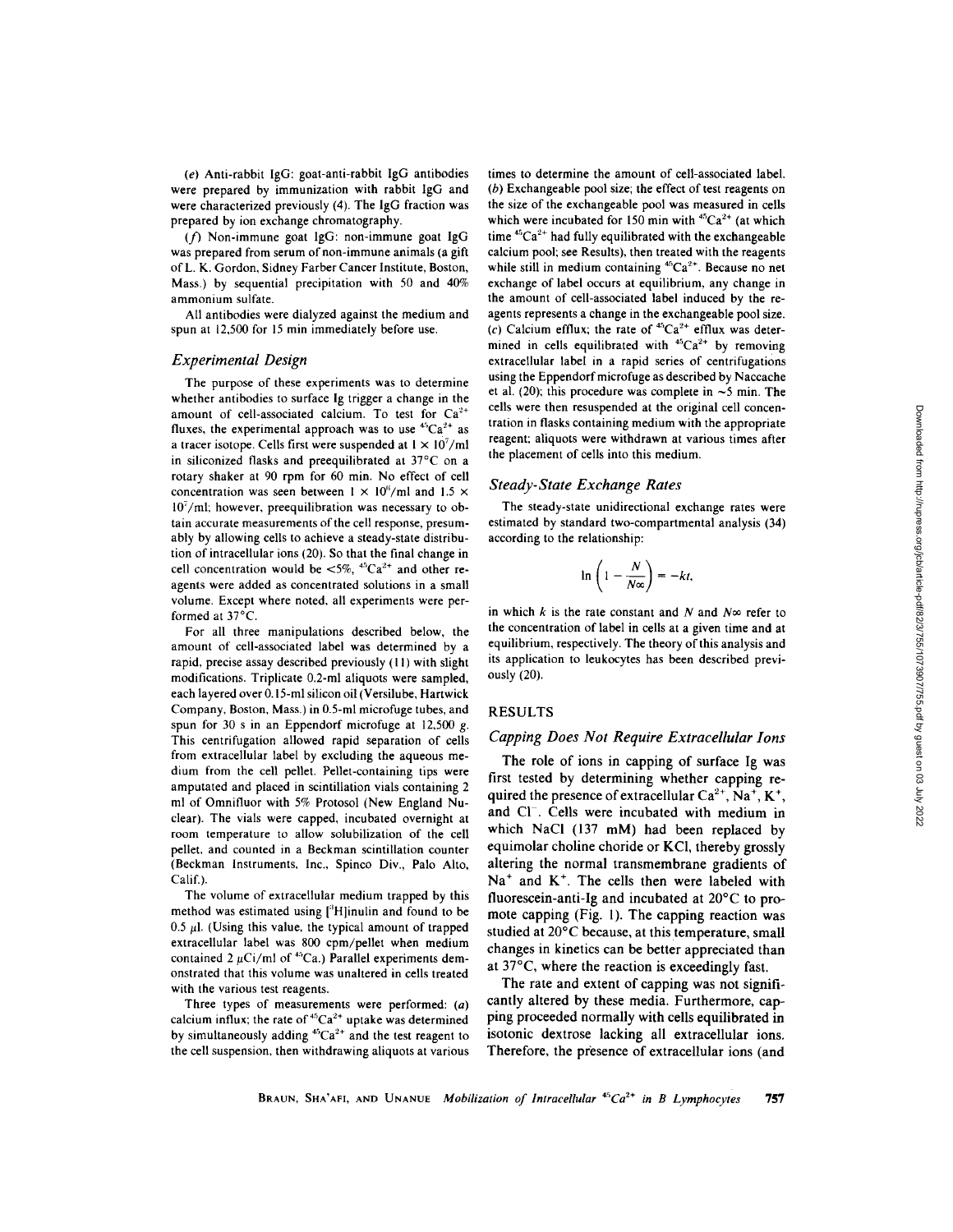(*e*) Anti-rabbit IgG: goat-anti-rabbit IgG antibodies were prepared by immunization with rabbit IgG and were characterized previously (4). The IgG fraction was prepared by ion exchange chromatography.

(*f*) Non-immune goat IgG: non-immune goat IgG was prepared from serum of non-immune animals (a gift of L. K. Gordon, Sidney Farber Cancer Institute, Boston, Mass.) by sequential precipitation with 50 and 40% ammonium sulfate.

All antibodies were dialyzed against the medium and spun at 12,500 for 15 min immediately before use.

### Experimental Design

The purpose of these experiments was to determine whether antibodies to surface Ig trigger a change in the amount of cell-associated calcium. To test for $Ca^{2+}$ fluxes, the experimental approach was to use $^{45}Ca^{2+}$ as a tracer isotope. Cells first were suspended at $1 \times 10^7$/ml in siliconized flasks and preequilibrated at 37°C on a rotary shaker at 90 rpm for 60 min. No effect of cell concentration was seen between $1 \times 10^6$/ml and $1.5 \times 10^7$/ml; however, preequilibration was necessary to obtain accurate measurements of the cell response, presumably by allowing cells to achieve a steady-state distribution of intracellular ions (20). So that the final change in cell concentration would be <5%, $^{45}Ca^{2+}$ and other reagents were added as concentrated solutions in a small volume. Except where noted, all experiments were performed at 37°C.

For all three manipulations described below, the amount of cell-associated label was determined by a rapid, precise assay described previously (11) with slight modifications. Triplicate 0.2-ml aliquots were sampled, each layered over 0.15-ml silicon oil (Versilube, Hartwick Company, Boston, Mass.) in 0.5-ml microfuge tubes, and spun for 30 s in an Eppendorf microfuge at 12,500 *g*. This centrifugation allowed rapid separation of cells from extracellular label by excluding the aqueous medium from the cell pellet. Pellet-containing tips were amputated and placed in scintillation vials containing 2 ml of Omnifluor with 5% Protosol (New England Nuclear). The vials were capped, incubated overnight at room temperature to allow solubilization of the cell pellet, and counted in a Beckman scintillation counter (Beckman Instruments, Inc., Spinco Div., Palo Alto, Calif.).

The volume of extracellular medium trapped by this method was estimated using [$^3$H]inulin and found to be 0.5 μl. (Using this value, the typical amount of trapped extracellular label was 800 cpm/pellet when medium contained 2 μCi/ml of $^{45}$Ca.) Parallel experiments demonstrated that this volume was unaltered in cells treated with the various test reagents.

Three types of measurements were performed: (*a*) calcium influx; the rate of $^{45}Ca^{2+}$ uptake was determined by simultaneously adding $^{45}Ca^{2+}$ and the test reagent to the cell suspension, then withdrawing aliquots at various times to determine the amount of cell-associated label. (*b*) Exchangeable pool size; the effect of test reagents on the size of the exchangeable pool was measured in cells which were incubated for 150 min with $^{45}Ca^{2+}$ (at which time $^{45}Ca^{2+}$ had fully equilibrated with the exchangeable calcium pool; see Results), then treated with the reagents while still in medium containing $^{45}Ca^{2+}$. Because no net exchange of label occurs at equilibrium, any change in the amount of cell-associated label induced by the reagents represents a change in the exchangeable pool size. (*c*) Calcium efflux; the rate of $^{45}Ca^{2+}$ efflux was determined in cells equilibrated with $^{45}Ca^{2+}$ by removing extracellular label in a rapid series of centrifugations using the Eppendorf microfuge as described by Naccache et al. (20); this procedure was complete in ~5 min. The cells were then resuspended at the original cell concentration in flasks containing medium with the appropriate reagent; aliquots were withdrawn at various times after the placement of cells into this medium.

### Steady-State Exchange Rates

The steady-state unidirectional exchange rates were estimated by standard two-compartmental analysis (34) according to the relationship:

$$\ln\left(1 - \frac{N}{N\infty}\right) = -kt,$$

in which $k$ is the rate constant and $N$ and $N\infty$ refer to the concentration of label in cells at a given time and at equilibrium, respectively. The theory of this analysis and its application to leukocytes has been described previously (20).

## RESULTS

### Capping Does Not Require Extracellular Ions

The role of ions in capping of surface Ig was first tested by determining whether capping required the presence of extracellular $Ca^{2+}$, $Na^+$, $K^+$, and $Cl^-$. Cells were incubated with medium in which NaCl (137 mM) had been replaced by equimolar choline choride or KCl, thereby grossly altering the normal transmembrane gradients of $Na^+$ and $K^+$. The cells then were labeled with fluorescein-anti-Ig and incubated at 20°C to promote capping (Fig. 1). The capping reaction was studied at 20°C because, at this temperature, small changes in kinetics can be better appreciated than at 37°C, where the reaction is exceedingly fast.

The rate and extent of capping was not significantly altered by these media. Furthermore, capping proceeded normally with cells equilibrated in isotonic dextrose lacking all extracellular ions. Therefore, the presence of extracellular ions (and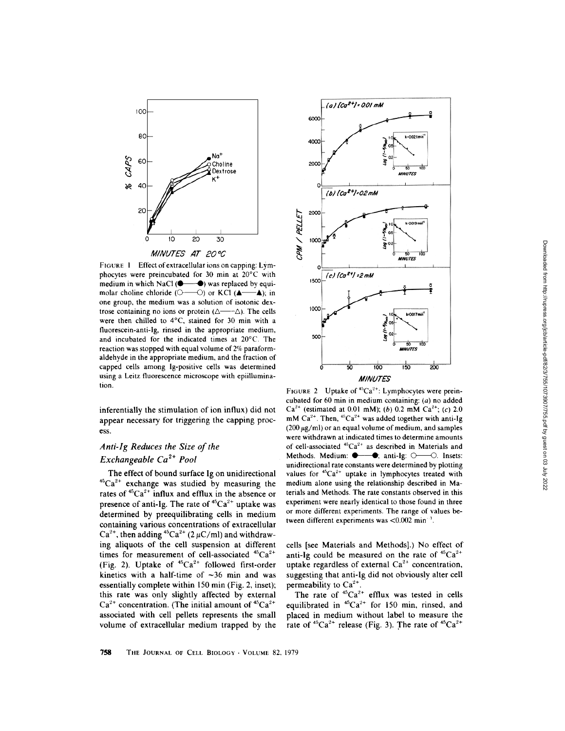FIGURE 1 Effect of extracellular ions on capping: Lymphocytes were preincubated for 30 min at 20°C with medium in which NaCl (●——●) was replaced by equimolar choline chloride (○——○) or KCl (▲——▲); in one group, the medium was a solution of isotonic dextrose containing no ions or protein (△——△). The cells were then chilled to 4°C, stained for 30 min with a fluorescein-anti-Ig, rinsed in the appropriate medium, and incubated for the indicated times at 20°C. The reaction was stopped with equal volume of 2% paraformaldehyde in the appropriate medium, and the fraction of capped cells among Ig-positive cells was determined using a Leitz fluorescence microscope with epiillumination.

FIGURE 2 Uptake of $^{45}Ca^{2+}$: Lymphocytes were preincubated for 60 min in medium containing: (*a*) no added $Ca^{2+}$ (estimated at 0.01 mM); (*b*) 0.2 mM $Ca^{2+}$; (*c*) 2.0 mM $Ca^{2+}$. Then, $^{45}Ca^{2+}$ was added together with anti-Ig (200 $\mu$g/ml) or an equal volume of medium, and samples were withdrawn at indicated times to determine amounts of cell-associated $^{45}Ca^{2+}$ as described in Materials and Methods. Medium: ●——●; anti-Ig: ○——○. Insets: unidirectional rate constants were determined by plotting values for $^{45}Ca^{2+}$ uptake in lymphocytes treated with medium alone using the relationship described in Materials and Methods. The rate constants observed in this experiment were nearly identical to those found in three or more different experiments. The range of values between different experiments was <0.002 $min^{-1}$.

inferentially the stimulation of ion influx) did not appear necessary for triggering the capping process.

### *Anti-Ig Reduces the Size of the Exchangeable $Ca^{2+}$ Pool*

The effect of bound surface Ig on unidirectional $^{45}Ca^{2+}$ exchange was studied by measuring the rates of $^{45}Ca^{2+}$ influx and efflux in the absence or presence of anti-Ig. The rate of $^{45}Ca^{2+}$ uptake was determined by preequilibrating cells in medium containing various concentrations of extracellular $Ca^{2+}$, then adding $^{45}Ca^{2+}$ (2 $\mu$C/ml) and withdrawing aliquots of the cell suspension at different times for measurement of cell-associated $^{45}Ca^{2+}$ (Fig. 2). Uptake of $^{45}Ca^{2+}$ followed first-order kinetics with a half-time of ~36 min and was essentially complete within 150 min (Fig. 2, inset); this rate was only slightly affected by external $Ca^{2+}$ concentration. (The initial amount of $^{45}Ca^{2+}$ associated with cell pellets represents the small volume of extracellular medium trapped by the cells [see Materials and Methods].) No effect of anti-Ig could be measured on the rate of $^{45}Ca^{2+}$ uptake regardless of external $Ca^{2+}$ concentration, suggesting that anti-Ig did not obviously alter cell permeability to $Ca^{2+}$.

The rate of $^{45}Ca^{2+}$ efflux was tested in cells equilibrated in $^{45}Ca^{2+}$ for 150 min, rinsed, and placed in medium without label to measure the rate of $^{45}Ca^{2+}$ release (Fig. 3). The rate of $^{45}Ca^{2+}$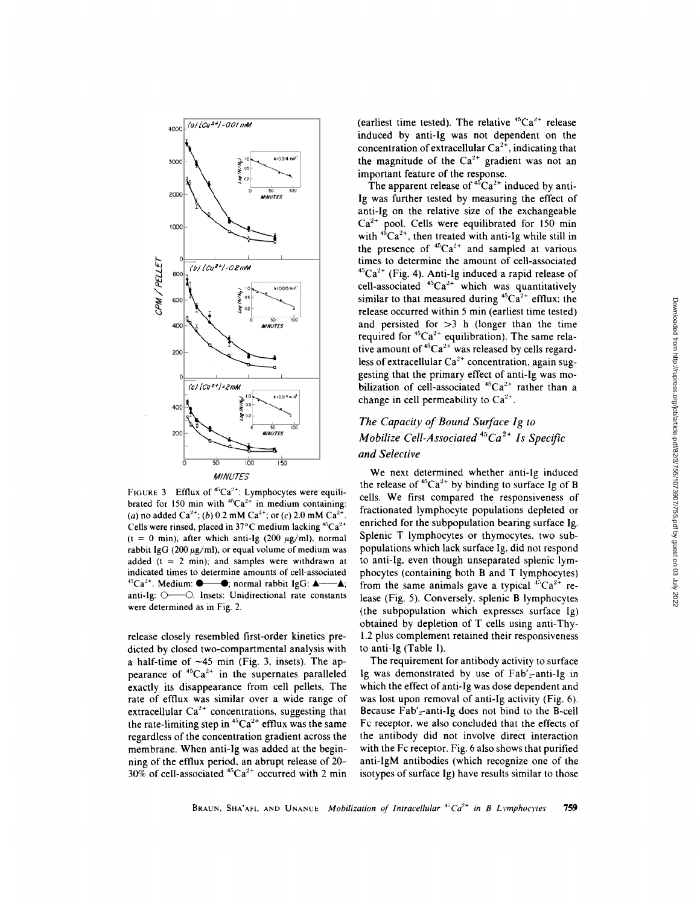FIGURE 3 Efflux of $^{45}Ca^{2+}$: Lymphocytes were equilibrated for 150 min with $^{45}Ca^{2+}$ in medium containing: (a) no added $Ca^{2+}$; (b) 0.2 mM $Ca^{2+}$; or (c) 2.0 mM $Ca^{2+}$. Cells were rinsed, placed in 37°C medium lacking $^{45}Ca^{2+}$ (t = 0 min), after which anti-Ig (200 μg/ml), normal rabbit IgG (200 μg/ml), or equal volume of medium was added (t = 2 min); and samples were withdrawn at indicated times to determine amounts of cell-associated $^{45}Ca^{2+}$. Medium: ●——●; normal rabbit IgG: ▲——▲; anti-Ig: ○——○. Insets: Unidirectional rate constants were determined as in Fig. 2.

release closely resembled first-order kinetics predicted by closed two-compartmental analysis with a half-time of ~45 min (Fig. 3, insets). The appearance of $^{45}Ca^{2+}$ in the supernates paralleled exactly its disappearance from cell pellets. The rate of efflux was similar over a wide range of extracellular $Ca^{2+}$ concentrations, suggesting that the rate-limiting step in $^{45}Ca^{2+}$ efflux was the same regardless of the concentration gradient across the membrane. When anti-Ig was added at the beginning of the efflux period, an abrupt release of 20–30% of cell-associated $^{45}Ca^{2+}$ occurred with 2 min (earliest time tested). The relative $^{45}Ca^{2+}$ release induced by anti-Ig was not dependent on the concentration of extracellular $Ca^{2+}$, indicating that the magnitude of the $Ca^{2+}$ gradient was not an important feature of the response.

The apparent release of $^{45}Ca^{2+}$ induced by anti-Ig was further tested by measuring the effect of anti-Ig on the relative size of the exchangeable $Ca^{2+}$ pool. Cells were equilibrated for 150 min with $^{45}Ca^{2+}$, then treated with anti-Ig while still in the presence of $^{45}Ca^{2+}$ and sampled at various times to determine the amount of cell-associated $^{45}Ca^{2+}$ (Fig. 4). Anti-Ig induced a rapid release of cell-associated $^{45}Ca^{2+}$ which was quantitatively similar to that measured during $^{45}Ca^{2+}$ efflux; the release occurred within 5 min (earliest time tested) and persisted for >3 h (longer than the time required for $^{45}Ca^{2+}$ equilibration). The same relative amount of $^{45}Ca^{2+}$ was released by cells regardless of extracellular $Ca^{2+}$ concentration, again suggesting that the primary effect of anti-Ig was mobilization of cell-associated $^{45}Ca^{2+}$ rather than a change in cell permeability to $Ca^{2+}$.

### *The Capacity of Bound Surface Ig to Mobilize Cell-Associated $^{45}Ca^{2+}$ Is Specific and Selective*

We next determined whether anti-Ig induced the release of $^{45}Ca^{2+}$ by binding to surface Ig of B cells. We first compared the responsiveness of fractionated lymphocyte populations depleted or enriched for the subpopulation bearing surface Ig. Splenic T lymphocytes or thymocytes, two subpopulations which lack surface Ig, did not respond to anti-Ig, even though unseparated splenic lymphocytes (containing both B and T lymphocytes) from the same animals gave a typical $^{45}Ca^{2+}$ release (Fig. 5). Conversely, splenic B lymphocytes (the subpopulation which expresses surface Ig) obtained by depletion of T cells using anti-Thy-1.2 plus complement retained their responsiveness to anti-Ig (Table I).

The requirement for antibody activity to surface Ig was demonstrated by use of Fab'$_2$-anti-Ig in which the effect of anti-Ig was dose dependent and was lost upon removal of anti-Ig activity (Fig. 6). Because Fab'$_2$-anti-Ig does not bind to the B-cell Fc receptor, we also concluded that the effects of the antibody did not involve direct interaction with the Fc receptor. Fig. 6 also shows that purified anti-IgM antibodies (which recognize one of the isotypes of surface Ig) have results similar to those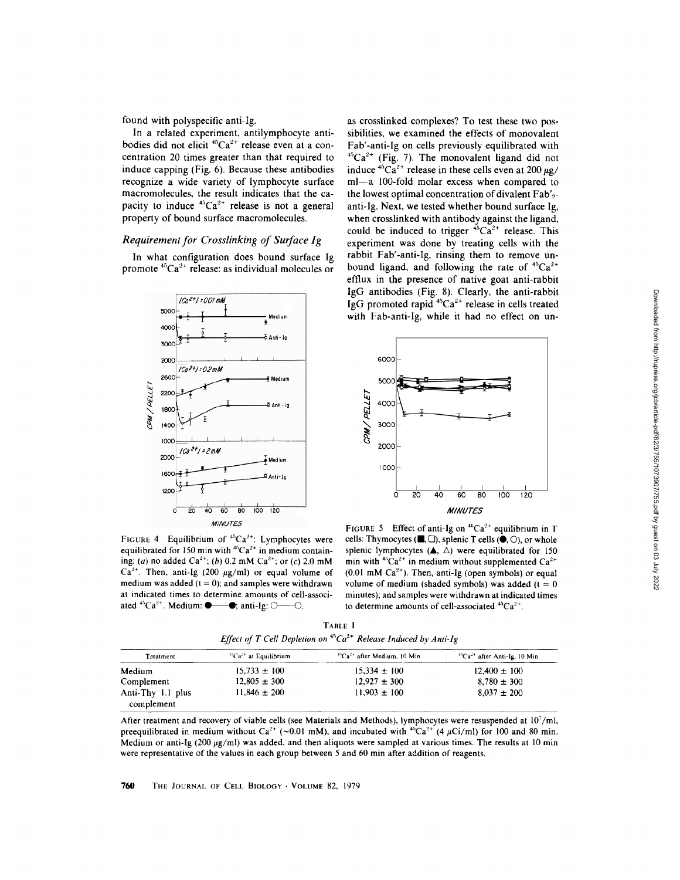found with polyspecific anti-Ig.

In a related experiment, antilymphocyte antibodies did not elicit $^{45}Ca^{2+}$ release even at a concentration 20 times greater than that required to induce capping (Fig. 6). Because these antibodies recognize a wide variety of lymphocyte surface macromolecules, the result indicates that the capacity to induce $^{45}Ca^{2+}$ release is not a general property of bound surface macromolecules.

### *Requirement for Crosslinking of Surface Ig*

In what configuration does bound surface Ig promote $^{45}Ca^{2+}$ release: as individual molecules or as crosslinked complexes? To test these two possibilities, we examined the effects of monovalent Fab'-anti-Ig on cells previously equilibrated with $^{45}Ca^{2+}$ (Fig. 7). The monovalent ligand did not induce $^{45}Ca^{2+}$ release in these cells even at 200 $\mu$g/ml—a 100-fold molar excess when compared to the lowest optimal concentration of divalent $Fab'_2$-anti-Ig. Next, we tested whether bound surface Ig, when crosslinked with antibody against the ligand, could be induced to trigger $^{45}Ca^{2+}$ release. This experiment was done by treating cells with the rabbit Fab'-anti-Ig, rinsing them to remove unbound ligand, and following the rate of $^{45}Ca^{2+}$ efflux in the presence of native goat anti-rabbit IgG antibodies (Fig. 8). Clearly, the anti-rabbit IgG promoted rapid $^{45}Ca^{2+}$ release in cells treated with Fab-anti-Ig, while it had no effect on un-

FIGURE 4 Equilibrium of $^{45}Ca^{2+}$: Lymphocytes were equilibrated for 150 min with $^{45}Ca^{2+}$ in medium containing: (*a*) no added $Ca^{2+}$; (*b*) 0.2 mM $Ca^{2+}$; or (*c*) 2.0 mM $Ca^{2+}$. Then, anti-Ig (200 $\mu$g/ml) or equal volume of medium was added (t = 0); and samples were withdrawn at indicated times to determine amounts of cell-associated $^{45}Ca^{2+}$. Medium: ●—●; anti-Ig: ○—○.

FIGURE 5 Effect of anti-Ig on $^{45}Ca^{2+}$ equilibrium in T cells: Thymocytes (■, □), splenic T cells (●, ○), or whole splenic lymphocytes (▲, △) were equilibrated for 150 min with $^{45}Ca^{2+}$ in medium without supplemented $Ca^{2+}$ (0.01 mM $Ca^{2+}$). Then, anti-Ig (open symbols) or equal volume of medium (shaded symbols) was added (t = 0 minutes); and samples were withdrawn at indicated times to determine amounts of cell-associated $^{45}Ca^{2+}$.

TABLE I
*Effect of T Cell Depletion on $^{45}Ca^{2+}$ Release Induced by Anti-Ig*

| Treatment | $^{45}Ca^{2+}$ at Equilibrium | $^{45}Ca^{2+}$ after Medium, 10 Min | $^{45}Ca^{2+}$ after Anti-Ig, 10 Min |
|---|---|---|---|
| Medium | 15,733 ± 100 | 15,334 ± 100 | 12,400 ± 100 |
| Complement | 12,805 ± 300 | 12,927 ± 300 | 8,780 ± 300 |
| Anti-Thy 1.1 plus complement | 11,846 ± 200 | 11,903 ± 100 | 8,037 ± 200 |

After treatment and recovery of viable cells (see Materials and Methods), lymphocytes were resuspended at $10^7$/ml, preequilibrated in medium without $Ca^{2+}$ (~0.01 mM), and incubated with $^{45}Ca^{2+}$ (4 $\mu$Ci/ml) for 100 and 80 min. Medium or anti-Ig (200 $\mu$g/ml) was added, and then aliquots were sampled at various times. The results at 10 min were representative of the values in each group between 5 and 60 min after addition of reagents.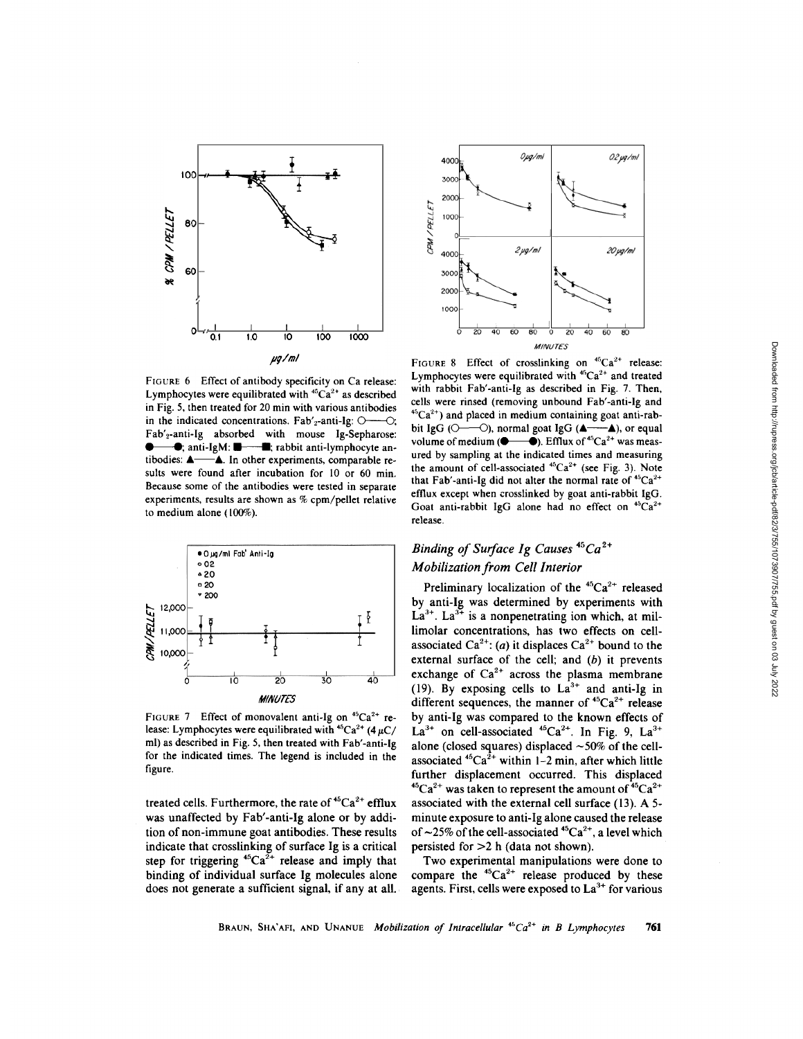FIGURE 6 Effect of antibody specificity on Ca release: Lymphocytes were equilibrated with $^{45}Ca^{2+}$ as described in Fig. 5, then treated for 20 min with various antibodies in the indicated concentrations. Fab'$_2$-anti-Ig: ○——○; Fab'$_2$-anti-Ig absorbed with mouse Ig-Sepharose: ●——●; anti-IgM: ■——■; rabbit anti-lymphocyte antibodies: ▲——▲. In other experiments, comparable results were found after incubation for 10 or 60 min. Because some of the antibodies were tested in separate experiments, results are shown as % cpm/pellet relative to medium alone (100%).

FIGURE 7 Effect of monovalent anti-Ig on $^{45}Ca^{2+}$ release: Lymphocytes were equilibrated with $^{45}Ca^{2+}$ (4 $\mu$C/ml) as described in Fig. 5, then treated with Fab'-anti-Ig for the indicated times. The legend is included in the figure.

FIGURE 8 Effect of crosslinking on $^{45}Ca^{2+}$ release: Lymphocytes were equilibrated with $^{45}Ca^{2+}$ and treated with rabbit Fab'-anti-Ig as described in Fig. 7. Then, cells were rinsed (removing unbound Fab'-anti-Ig and $^{45}Ca^{2+}$) and placed in medium containing goat anti-rabbit IgG (○——○), normal goat IgG (▲——▲), or equal volume of medium (●——●). Efflux of $^{45}Ca^{2+}$ was measured by sampling at the indicated times and measuring the amount of cell-associated $^{45}Ca^{2+}$ (see Fig. 3). Note that Fab'-anti-Ig did not alter the normal rate of $^{45}Ca^{2+}$ efflux except when crosslinked by goat anti-rabbit IgG. Goat anti-rabbit IgG alone had no effect on $^{45}Ca^{2+}$ release.

treated cells. Furthermore, the rate of $^{45}Ca^{2+}$ efflux was unaffected by Fab'-anti-Ig alone or by addition of non-immune goat antibodies. These results indicate that crosslinking of surface Ig is a critical step for triggering $^{45}Ca^{2+}$ release and imply that binding of individual surface Ig molecules alone does not generate a sufficient signal, if any at all.

## *Binding of Surface Ig Causes $^{45}Ca^{2+}$ Mobilization from Cell Interior*

Preliminary localization of the $^{45}Ca^{2+}$ released by anti-Ig was determined by experiments with $La^{3+}$. $La^{3+}$ is a nonpenetrating ion which, at millimolar concentrations, has two effects on cell-associated $Ca^{2+}$: (*a*) it displaces $Ca^{2+}$ bound to the external surface of the cell; and (*b*) it prevents exchange of $Ca^{2+}$ across the plasma membrane (19). By exposing cells to $La^{3+}$ and anti-Ig in different sequences, the manner of $^{45}Ca^{2+}$ release by anti-Ig was compared to the known effects of $La^{3+}$ on cell-associated $^{45}Ca^{2+}$. In Fig. 9, $La^{3+}$ alone (closed squares) displaced ~50% of the cell-associated $^{45}Ca^{2+}$ within 1–2 min, after which little further displacement occurred. This displaced $^{45}Ca^{2+}$ was taken to represent the amount of $^{45}Ca^{2+}$ associated with the external cell surface (13). A 5-minute exposure to anti-Ig alone caused the release of ~25% of the cell-associated $^{45}Ca^{2+}$, a level which persisted for >2 h (data not shown).

Two experimental manipulations were done to compare the $^{45}Ca^{2+}$ release produced by these agents. First, cells were exposed to $La^{3+}$ for various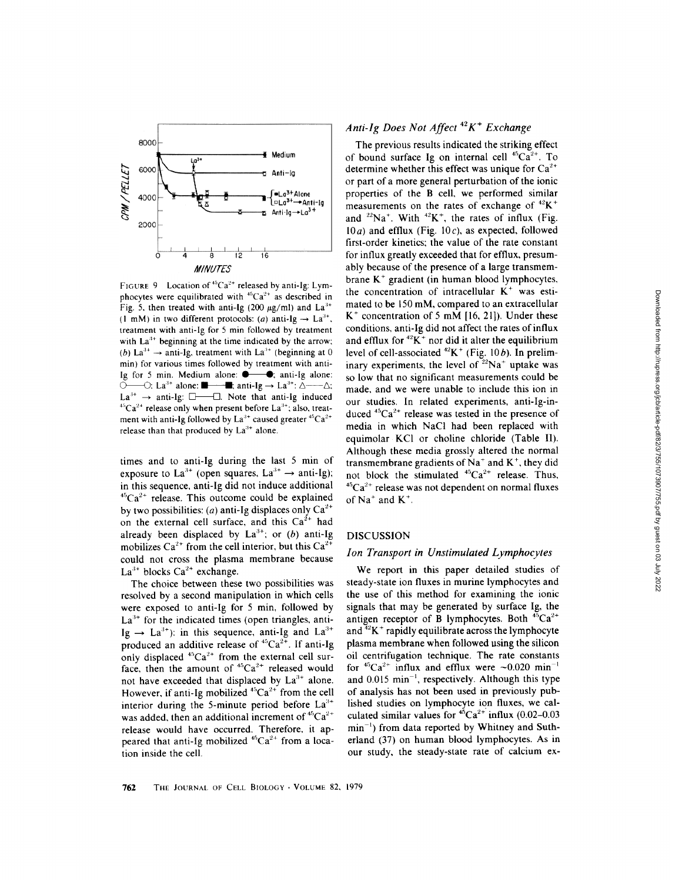FIGURE 9 Location of $^{45}Ca^{2+}$ released by anti-Ig: Lymphocytes were equilibrated with $^{45}Ca^{2+}$ as described in Fig. 5, then treated with anti-Ig (200 μg/ml) and $La^{3+}$ (1 mM) in two different protocols: (*a*) anti-Ig → $La^{3+}$, treatment with anti-Ig for 5 min followed by treatment with $La^{3+}$ beginning at the time indicated by the arrow; (*b*) $La^{3+}$ → anti-Ig, treatment with $La^{3+}$ (beginning at 0 min) for various times followed by treatment with anti-Ig for 5 min. Medium alone: ●——●; anti-Ig alone: ○——○; $La^{3+}$ alone: ■——■; anti-Ig → $La^{3+}$: △——△; $La^{3+}$ → anti-Ig: □——□. Note that anti-Ig induced $^{45}Ca^{2+}$ release only when present before $La^{3+}$; also, treatment with anti-Ig followed by $La^{3+}$ caused greater $^{45}Ca^{2+}$ release than that produced by $La^{3+}$ alone.

times and to anti-Ig during the last 5 min of exposure to $La^{3+}$ (open squares, $La^{3+}$ → anti-Ig); in this sequence, anti-Ig did not induce additional $^{45}Ca^{2+}$ release. This outcome could be explained by two possibilities: (*a*) anti-Ig displaces only $Ca^{2+}$ on the external cell surface, and this $Ca^{2+}$ had already been displaced by $La^{3+}$; or (*b*) anti-Ig mobilizes $Ca^{2+}$ from the cell interior, but this $Ca^{2+}$ could not cross the plasma membrane because $La^{3+}$ blocks $Ca^{2+}$ exchange.

The choice between these two possibilities was resolved by a second manipulation in which cells were exposed to anti-Ig for 5 min, followed by $La^{3+}$ for the indicated times (open triangles, anti-Ig → $La^{3+}$): in this sequence, anti-Ig and $La^{3+}$ produced an additive release of $^{45}Ca^{2+}$. If anti-Ig only displaced $^{45}Ca^{2+}$ from the external cell surface, then the amount of $^{45}Ca^{2+}$ released would not have exceeded that displaced by $La^{3+}$ alone. However, if anti-Ig mobilized $^{45}Ca^{2+}$ from the cell interior during the 5-minute period before $La^{3+}$ was added, then an additional increment of $^{45}Ca^{2+}$ release would have occurred. Therefore, it appeared that anti-Ig mobilized $^{45}Ca^{2+}$ from a location inside the cell.

### *Anti-Ig Does Not Affect $^{42}K^+$ Exchange*

The previous results indicated the striking effect of bound surface Ig on internal cell $^{45}Ca^{2+}$. To determine whether this effect was unique for $Ca^{2+}$ or part of a more general perturbation of the ionic properties of the B cell, we performed similar measurements on the rates of exchange of $^{42}K^+$ and $^{22}Na^+$. With $^{42}K^+$, the rates of influx (Fig. 10*a*) and efflux (Fig. 10*c*), as expected, followed first-order kinetics; the value of the rate constant for influx greatly exceeded that for efflux, presumably because of the presence of a large transmembrane $K^+$ gradient (in human blood lymphocytes, the concentration of intracellular $K^+$ was estimated to be 150 mM, compared to an extracellular $K^+$ concentration of 5 mM [16, 21]). Under these conditions, anti-Ig did not affect the rates of influx and efflux for $^{42}K^+$ nor did it alter the equilibrium level of cell-associated $^{42}K^+$ (Fig. 10*b*). In preliminary experiments, the level of $^{22}Na^+$ uptake was so low that no significant measurements could be made, and we were unable to include this ion in our studies. In related experiments, anti-Ig-induced $^{45}Ca^{2+}$ release was tested in the presence of media in which NaCl had been replaced with equimolar KCl or choline chloride (Table II). Although these media grossly altered the normal transmembrane gradients of $Na^+$ and $K^+$, they did not block the stimulated $^{45}Ca^{2+}$ release. Thus, $^{45}Ca^{2+}$ release was not dependent on normal fluxes of $Na^+$ and $K^+$.

## DISCUSSION

### *Ion Transport in Unstimulated Lymphocytes*

We report in this paper detailed studies of steady-state ion fluxes in murine lymphocytes and the use of this method for examining the ionic signals that may be generated by surface Ig, the antigen receptor of B lymphocytes. Both $^{45}Ca^{2+}$ and $^{42}K^+$ rapidly equilibrate across the lymphocyte plasma membrane when followed using the silicon oil centrifugation technique. The rate constants for $^{45}Ca^{2+}$ influx and efflux were ~0.020 $min^{-1}$ and 0.015 $min^{-1}$, respectively. Although this type of analysis has not been used in previously published studies on lymphocyte ion fluxes, we calculated similar values for $^{45}Ca^{2+}$ influx (0.02–0.03 $min^{-1}$) from data reported by Whitney and Sutherland (37) on human blood lymphocytes. As in our study, the steady-state rate of calcium ex-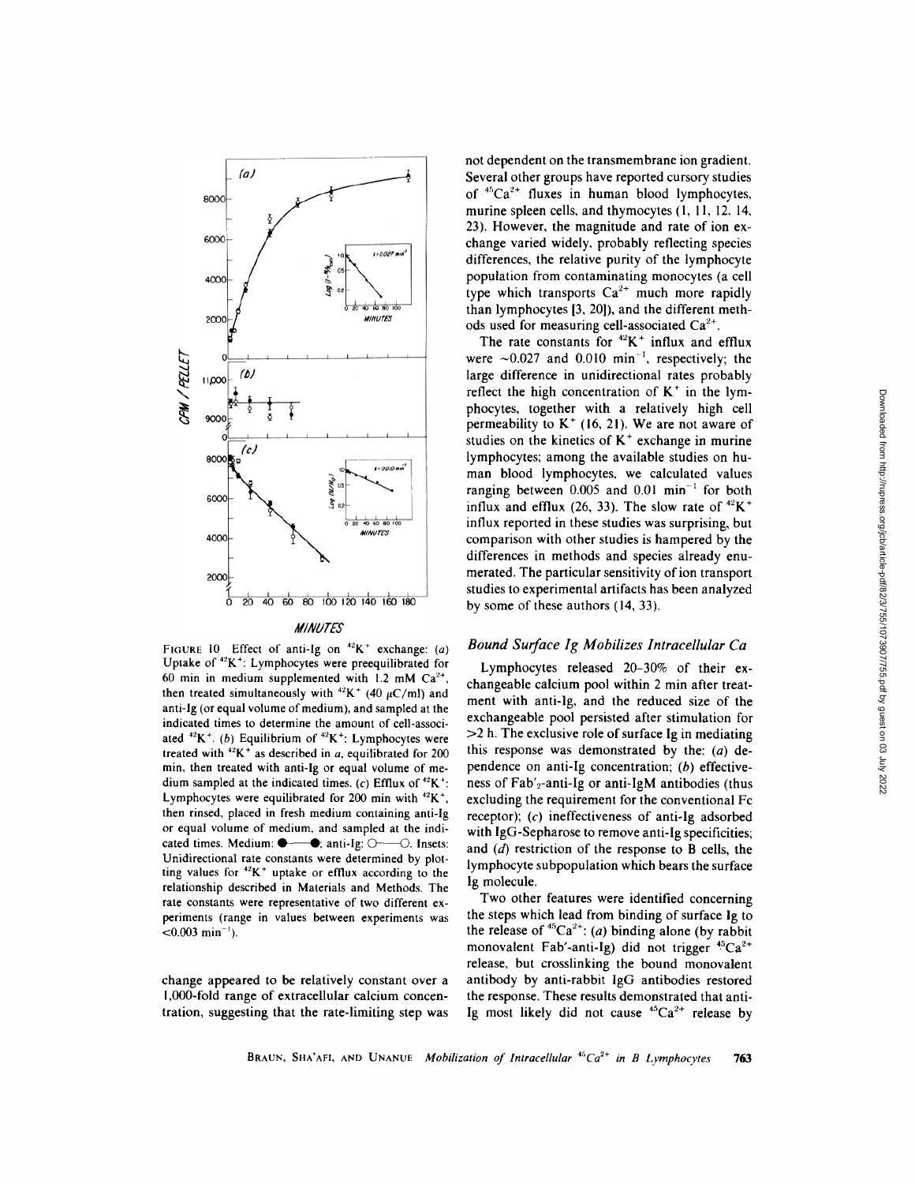FIGURE 10 Effect of anti-Ig on $^{42}K^+$ exchange: (*a*) Uptake of $^{42}K^+$: Lymphocytes were preequilibrated for 60 min in medium supplemented with 1.2 mM $Ca^{2+}$, then treated simultaneously with $^{42}K^+$ (40 $\mu$C/ml) and anti-Ig (or equal volume of medium), and sampled at the indicated times to determine the amount of cell-associated $^{42}K^+$. (*b*) Equilibrium of $^{42}K^+$: Lymphocytes were treated with $^{42}K^+$ as described in *a*, equilibrated for 200 min, then treated with anti-Ig or equal volume of medium sampled at the indicated times. (*c*) Efflux of $^{42}K^+$: Lymphocytes were equilibrated for 200 min with $^{42}K^+$, then rinsed, placed in fresh medium containing anti-Ig or equal volume of medium, and sampled at the indicated times. Medium: ●——●; anti-Ig: ○——○. Insets: Unidirectional rate constants were determined by plotting values for $^{42}K^+$ uptake or efflux according to the relationship described in Materials and Methods. The rate constants were representative of two different experiments (range in values between experiments was <0.003 $min^{-1}$).

change appeared to be relatively constant over a 1,000-fold range of extracellular calcium concentration, suggesting that the rate-limiting step was not dependent on the transmembrane ion gradient. Several other groups have reported cursory studies of $^{45}Ca^{2+}$ fluxes in human blood lymphocytes, murine spleen cells, and thymocytes (1, 11, 12, 14, 23). However, the magnitude and rate of ion exchange varied widely, probably reflecting species differences, the relative purity of the lymphocyte population from contaminating monocytes (a cell type which transports $Ca^{2+}$ much more rapidly than lymphocytes [3, 20]), and the different methods used for measuring cell-associated $Ca^{2+}$.

The rate constants for $^{42}K^+$ influx and efflux were ~0.027 and 0.010 $min^{-1}$, respectively; the large difference in unidirectional rates probably reflect the high concentration of $K^+$ in the lymphocytes, together with a relatively high cell permeability to $K^+$ (16, 21). We are not aware of studies on the kinetics of $K^+$ exchange in murine lymphocytes; among the available studies on human blood lymphocytes, we calculated values ranging between 0.005 and 0.01 $min^{-1}$ for both influx and efflux (26, 33). The slow rate of $^{42}K^+$ influx reported in these studies was surprising, but comparison with other studies is hampered by the differences in methods and species already enumerated. The particular sensitivity of ion transport studies to experimental artifacts has been analyzed by some of these authors (14, 33).

### *Bound Surface Ig Mobilizes Intracellular Ca*

Lymphocytes released 20–30% of their exchangeable calcium pool within 2 min after treatment with anti-Ig, and the reduced size of the exchangeable pool persisted after stimulation for >2 h. The exclusive role of surface Ig in mediating this response was demonstrated by the: (*a*) dependence on anti-Ig concentration; (*b*) effectiveness of Fab'$_2$-anti-Ig or anti-IgM antibodies (thus excluding the requirement for the conventional Fc receptor); (*c*) ineffectiveness of anti-Ig adsorbed with IgG-Sepharose to remove anti-Ig specificities; and (*d*) restriction of the response to B cells, the lymphocyte subpopulation which bears the surface Ig molecule.

Two other features were identified concerning the steps which lead from binding of surface Ig to the release of $^{45}Ca^{2+}$: (*a*) binding alone (by rabbit monovalent Fab'-anti-Ig) did not trigger $^{45}Ca^{2+}$ release, but crosslinking the bound monovalent antibody by anti-rabbit IgG antibodies restored the response. These results demonstrated that anti-Ig most likely did not cause $^{45}Ca^{2+}$ release by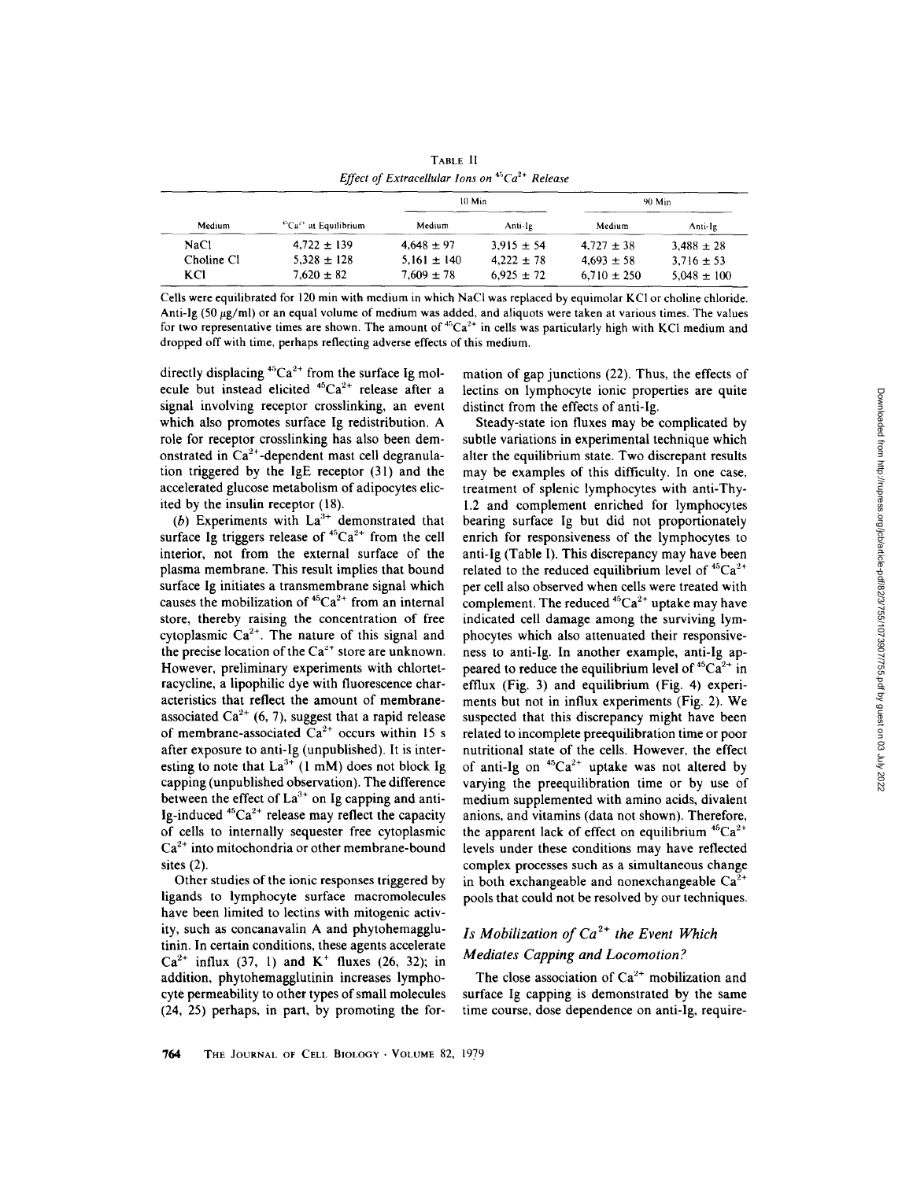TABLE II
*Effect of Extracellular Ions on $^{45}Ca^{2+}$ Release*

| Medium | $^{45}Ca^{2+}$ at Equilibrium | 10 Min | | 90 Min | |
|---|---|---|---|---|---|
| | | Medium | Anti-Ig | Medium | Anti-Ig |
| NaCl | 4,722 ± 139 | 4,648 ± 97 | 3,915 ± 54 | 4,727 ± 38 | 3,488 ± 28 |
| Choline Cl | 5,328 ± 128 | 5,161 ± 140 | 4,222 ± 78 | 4,693 ± 58 | 3,716 ± 53 |
| KCl | 7,620 ± 82 | 7,609 ± 78 | 6,925 ± 72 | 6,710 ± 250 | 5,048 ± 100 |

Cells were equilibrated for 120 min with medium in which NaCl was replaced by equimolar KCl or choline chloride. Anti-Ig (50 μg/ml) or an equal volume of medium was added, and aliquots were taken at various times. The values for two representative times are shown. The amount of $^{45}Ca^{2+}$ in cells was particularly high with KCl medium and dropped off with time, perhaps reflecting adverse effects of this medium.

directly displacing $^{45}Ca^{2+}$ from the surface Ig molecule but instead elicited $^{45}Ca^{2+}$ release after a signal involving receptor crosslinking, an event which also promotes surface Ig redistribution. A role for receptor crosslinking has also been demonstrated in $Ca^{2+}$-dependent mast cell degranulation triggered by the IgE receptor (31) and the accelerated glucose metabolism of adipocytes elicited by the insulin receptor (18).

(*b*) Experiments with $La^{3+}$ demonstrated that surface Ig triggers release of $^{45}Ca^{2+}$ from the cell interior, not from the external surface of the plasma membrane. This result implies that bound surface Ig initiates a transmembrane signal which causes the mobilization of $^{45}Ca^{2+}$ from an internal store, thereby raising the concentration of free cytoplasmic $Ca^{2+}$. The nature of this signal and the precise location of the $Ca^{2+}$ store are unknown. However, preliminary experiments with chlortetracycline, a lipophilic dye with fluorescence characteristics that reflect the amount of membrane-associated $Ca^{2+}$ (6, 7), suggest that a rapid release of membrane-associated $Ca^{2+}$ occurs within 15 s after exposure to anti-Ig (unpublished). It is interesting to note that $La^{3+}$ (1 mM) does not block Ig capping (unpublished observation). The difference between the effect of $La^{3+}$ on Ig capping and anti-Ig-induced $^{45}Ca^{2+}$ release may reflect the capacity of cells to internally sequester free cytoplasmic $Ca^{2+}$ into mitochondria or other membrane-bound sites (2).

Other studies of the ionic responses triggered by ligands to lymphocyte surface macromolecules have been limited to lectins with mitogenic activity, such as concanavalin A and phytohemagglutinin. In certain conditions, these agents accelerate $Ca^{2+}$ influx (37, 1) and $K^{+}$ fluxes (26, 32); in addition, phytohemagglutinin increases lymphocyte permeability to other types of small molecules (24, 25) perhaps, in part, by promoting the formation of gap junctions (22). Thus, the effects of lectins on lymphocyte ionic properties are quite distinct from the effects of anti-Ig.

Steady-state ion fluxes may be complicated by subtle variations in experimental technique which alter the equilibrium state. Two discrepant results may be examples of this difficulty. In one case, treatment of splenic lymphocytes with anti-Thy-1.2 and complement enriched for lymphocytes bearing surface Ig but did not proportionately enrich for responsiveness of the lymphocytes to anti-Ig (Table I). This discrepancy may have been related to the reduced equilibrium level of $^{45}Ca^{2+}$ per cell also observed when cells were treated with complement. The reduced $^{45}Ca^{2+}$ uptake may have indicated cell damage among the surviving lymphocytes which also attenuated their responsiveness to anti-Ig. In another example, anti-Ig appeared to reduce the equilibrium level of $^{45}Ca^{2+}$ in efflux (Fig. 3) and equilibrium (Fig. 4) experiments but not in influx experiments (Fig. 2). We suspected that this discrepancy might have been related to incomplete preequilibration time or poor nutritional state of the cells. However, the effect of anti-Ig on $^{45}Ca^{2+}$ uptake was not altered by varying the preequilibration time or by use of medium supplemented with amino acids, divalent anions, and vitamins (data not shown). Therefore, the apparent lack of effect on equilibrium $^{45}Ca^{2+}$ levels under these conditions may have reflected complex processes such as a simultaneous change in both exchangeable and nonexchangeable $Ca^{2+}$ pools that could not be resolved by our techniques.

## *Is Mobilization of $Ca^{2+}$ the Event Which Mediates Capping and Locomotion?*

The close association of $Ca^{2+}$ mobilization and surface Ig capping is demonstrated by the same time course, dose dependence on anti-Ig, require-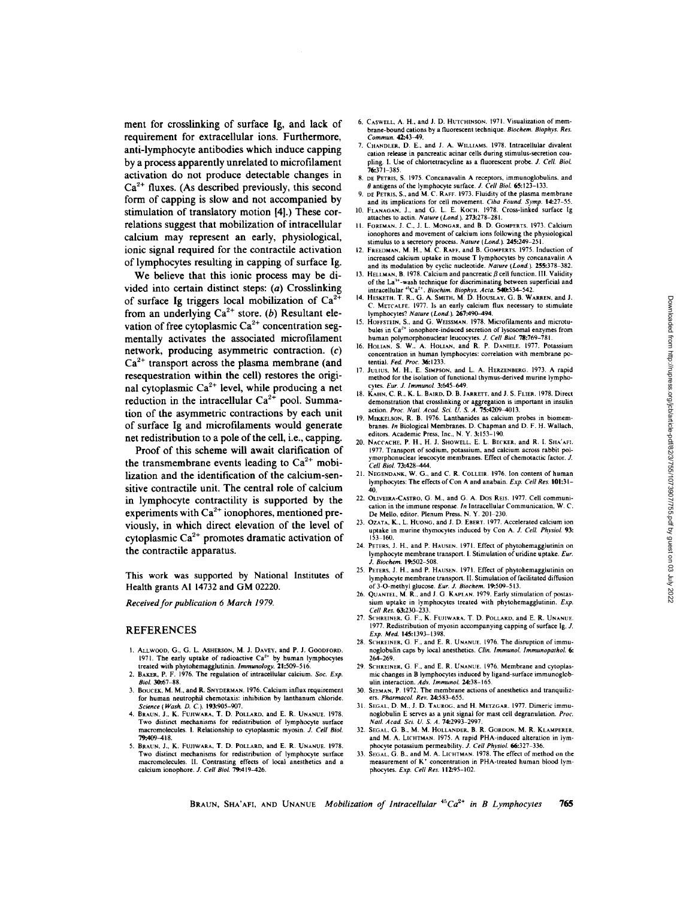ment for crosslinking of surface Ig, and lack of requirement for extracellular ions. Furthermore, anti-lymphocyte antibodies which induce capping by a process apparently unrelated to microfilament activation do not produce detectable changes in $Ca^{2+}$ fluxes. (As described previously, this second form of capping is slow and not accompanied by stimulation of translatory motion [4].) These correlations suggest that mobilization of intracellular calcium may represent an early, physiological, ionic signal required for the contractile activation of lymphocytes resulting in capping of surface Ig.

We believe that this ionic process may be divided into certain distinct steps: (*a*) Crosslinking of surface Ig triggers local mobilization of $Ca^{2+}$ from an underlying $Ca^{2+}$ store. (*b*) Resultant elevation of free cytoplasmic $Ca^{2+}$ concentration segmentally activates the associated microfilament network, producing asymmetric contraction. (*c*) $Ca^{2+}$ transport across the plasma membrane (and resequestration within the cell) restores the original cytoplasmic $Ca^{2+}$ level, while producing a net reduction in the intracellular $Ca^{2+}$ pool. Summation of the asymmetric contractions by each unit of surface Ig and microfilaments would generate net redistribution to a pole of the cell, i.e., capping.

Proof of this scheme will await clarification of the transmembrane events leading to $Ca^{2+}$ mobilization and the identification of the calcium-sensitive contractile unit. The central role of calcium in lymphocyte contractility is supported by the experiments with $Ca^{2+}$ ionophores, mentioned previously, in which direct elevation of the level of cytoplasmic $Ca^{2+}$ promotes dramatic activation of the contractile apparatus.

This work was supported by National Institutes of Health grants AI 14732 and GM 02220.

*Received for publication 6 March 1979.*

## REFERENCES

1. Allwood, G., G. L. Asherson, M. J. Davey, and P. J. Goodford. 1971. The early uptake of radioactive $Ca^{2+}$ by human lymphocytes treated with phytohemagglutinin. *Immunology.* 21:509–516.
2. Baker, P. F. 1976. The regulation of intracellular calcium. *Soc. Exp. Biol.* 30:67–88.
3. Boucek, M. M., and R. Snyderman. 1976. Calcium influx requirement for human neutrophil chemotaxis: inhibition by lanthanum chloride. *Science (Wash. D. C.).* 193:905–907.
4. Braun, J., K. Fujiwara, T. D. Pollard, and E. R. Unanue. 1978. Two distinct mechanisms for redistribution of lymphocyte surface macromolecules. I. Relationship to cytoplasmic myosin. *J. Cell Biol.* 79:409–418.
5. Braun, J., K. Fujiwara, T. D. Pollard, and E. R. Unanue. 1978. Two distinct mechanisms for redistribution of lymphocyte surface macromolecules. II. Contrasting effects of local anesthetics and a calcium ionophore. *J. Cell Biol.* 79:419–426.
6. Caswell, A. H., and J. D. Hutchinson. 1971. Visualization of membrane-bound cations by a fluorescent technique. *Biochem. Biophys. Res. Commun.* 42:43–49.
7. Chandler, D. E., and J. A. Williams. 1978. Intracellular divalent cation release in pancreatic acinar cells during stimulus-secretion coupling. I. Use of chlortetracycline as a fluorescent probe. *J. Cell. Biol.* 76:371–385.
8. de Petris, S. 1975. Concanavalin A receptors, immunoglobulins, and θ antigens of the lymphocyte surface. *J. Cell Biol.* 65:123–133.
9. de Petris, S., and M. C. Raff. 1973. Fluidity of the plasma membrane and its implications for cell movement. *Ciba Found. Symp.* 14:27–55.
10. Flanagan, J., and G. L. E. Koch. 1978. Cross-linked surface Ig attaches to actin. *Nature (Lond.).* 273:278–281.
11. Foreman, J. C., J. L. Mongar, and B. D. Gomperts. 1973. Calcium ionophores and movement of calcium ions following the physiological stimulus to a secretory process. *Nature (Lond.).* 245:249–251.
12. Freedman, M. H., M. C. Raff, and B. Gomperts. 1975. Induction of increased calcium uptake in mouse T lymphocytes by concanavalin A and its modulation by cyclic nucleotide. *Nature (Lond.).* 255:378–382.
13. Hellman, B. 1978. Calcium and pancreatic β cell function. III. Validity of the $La^{3+}$-wash technique for discriminating between superficial and intracellular $^{45}Ca^{2+}$. *Biochim. Biophys. Acta.* 540:534–542.
14. Hesketh, T. R., G. A. Smith, M. D. Houslay, G. B. Warren, and J. C. Metcalfe. 1977. Is an early calcium flux necessary to stimulate lymphocytes? *Nature (Lond.).* 267:490–494.
15. Hoffstein, S., and G. Weissman. 1978. Microfilaments and microtubules in $Ca^{2+}$ ionophore-induced secretion of lysosomal enzymes from human polymorphonuclear leucocytes. *J. Cell Biol.* 78:769–781.
16. Holian, S. W., A. Holian, and R. P. Daniele. 1977. Potassium concentration in human lymphocytes: correlation with membrane potential. *Fed. Proc.* 36:1233.
17. Julius, M. H., E. Simpson, and L. A. Herzenberg. 1973. A rapid method for the isolation of functional thymus-derived murine lymphocytes. *Eur. J. Immunol.* 3:645–649.
18. Kahn, C. R., K. L. Baird, D. B. Jarrett, and J. S. Flier. 1978. Direct demonstration that crosslinking or aggregation is important in insulin action. *Proc. Natl. Acad. Sci. U. S. A.* 75:4209–4013.
19. Mikkelson, R. B. 1976. Lanthanides as calcium probes in biomembranes. *In* Biological Membranes. D. Chapman and D. F. H. Wallach, editors. Academic Press, Inc., N. Y. 3:153–190.
20. Naccache, P. H., H. J. Showell, E. L. Becker, and R. I. Sha'afi. 1977. Transport of sodium, potassium, and calcium across rabbit polymorphonuclear leucocyte membranes. Effect of chemotactic factor. *J. Cell Biol.* 73:428–444.
21. Negendank, W. G., and C. R. Colleir. 1976. Ion content of human lymphocytes: The effects of Con A and anabain. *Exp. Cell Res.* 101:31–40.
22. Oliveira-Castro, G. M., and G. A. Dos Reis. 1977. Cell communication in the immune response. *In* Intracellular Communication. W. C. De Mello, editor. Plenum Press, N. Y. 201–230.
23. Ozata, K., L. Huong, and J. D. Ebert. 1977. Accelerated calcium ion uptake in murine thymocytes induced by Con A. *J. Cell. Physiol.* 93:153–160.
24. Peters, J. H., and P. Hausen. 1971. Effect of phytohemagglutinin on lymphocyte membrane transport. I. Stimulation of uridine uptake. *Eur. J. Biochem.* 19:502–508.
25. Peters, J. H., and P. Hausen. 1971. Effect of phytohemagglutinin on lymphocyte membrane transport. II. Stimulation of facilitated diffusion of 3-O-methyl glucose. *Eur. J. Biochem.* 19:509–513.
26. Quantel, M. R., and J. G. Kaplan. 1979. Early stimulation of postassium uptake in lymphocytes treated with phytohemagglutinin. *Exp. Cell Res.* 63:230–233.
27. Schreiner, G. F., K. Fujiwara, T. D. Pollard, and E. R. Unanue. 1977. Redistribution of myosin accompanying capping of surface Ig. *J. Exp. Med.* 145:1393–1398.
28. Schreiner, G. F., and E. R. Unanue. 1976. The disruption of immunoglobulin caps by local anesthetics. *Clin. Immunol. Immunopathol.* 6:264–269.
29. Schreiner, G. F., and E. R. Unanue. 1976. Membrane and cytoplasmic changes in B lymphocytes induced by ligand-surface immunoglobulin interaction. *Adv. Immunol.* 24:38–165.
30. Seeman, P. 1972. The membrane actions of anesthetics and tranquilizers. *Pharmacol. Rev.* 24:583–655.
31. Segal, D. M., J. D. Taurog, and H. Metzgar. 1977. Dimeric immunoglobulin E serves as a unit signal for mast cell degranulation. *Proc. Natl. Acad. Sci. U. S. A.* 74:2993–2997.
32. Segal, G. B., M. M. Hollander, B. R. Gordon, M. R. Klamperer, and M. A. Lichtman. 1975. A rapid PHA-induced alteration in lymphocyte potassium permeability. *J. Cell Physiol.* 66:327–336.
33. Segal, G. B., and M. A. Lichtman. 1978. The effect of method on the measurement of $K^+$ concentration in PHA-treated human blood lymphocytes. *Exp. Cell Res.* 112:95–102.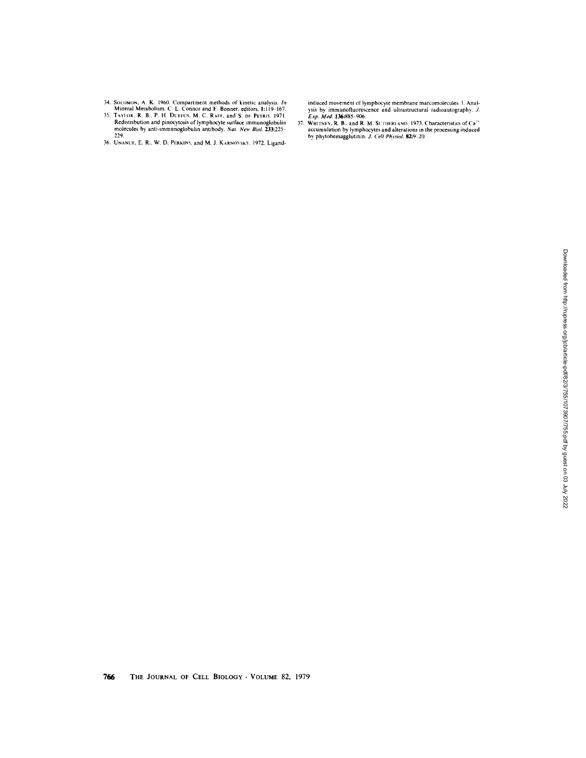34. Solomon, A. K. 1960. Compartment methods of kinetic analysis. *In* Mineral Metabolism. C. L. Connor and F. Bonner, editors. **1**:119–167.
35. Taylor, R. B., P. H. Duffus, M. C. Raff, and S. de Petris. 1971. Redistribution and pinocytosis of lymphocyte surface immunoglobulin molecules by anti-immunoglobulin antibody. *Nat. New Biol.* **233**:225–229.
36. Unanue, E. R., W. D. Perkins, and M. J. Karnovsky. 1972. Ligand-induced movement of lymphocyte membrane marcomolecules. I. Analysis by immunofluorescence and ultrastructural radioautography. *J. Exp. Med.* **136**:885–906.
37. Whitney, R. B., and R. M. Sutherland. 1973. Characteristics of $Ca^{++}$ accumulation by lymphocytes and alterations in the processing induced by phytohemagglutinin. *J. Cell Physiol.* **82**:9–20.